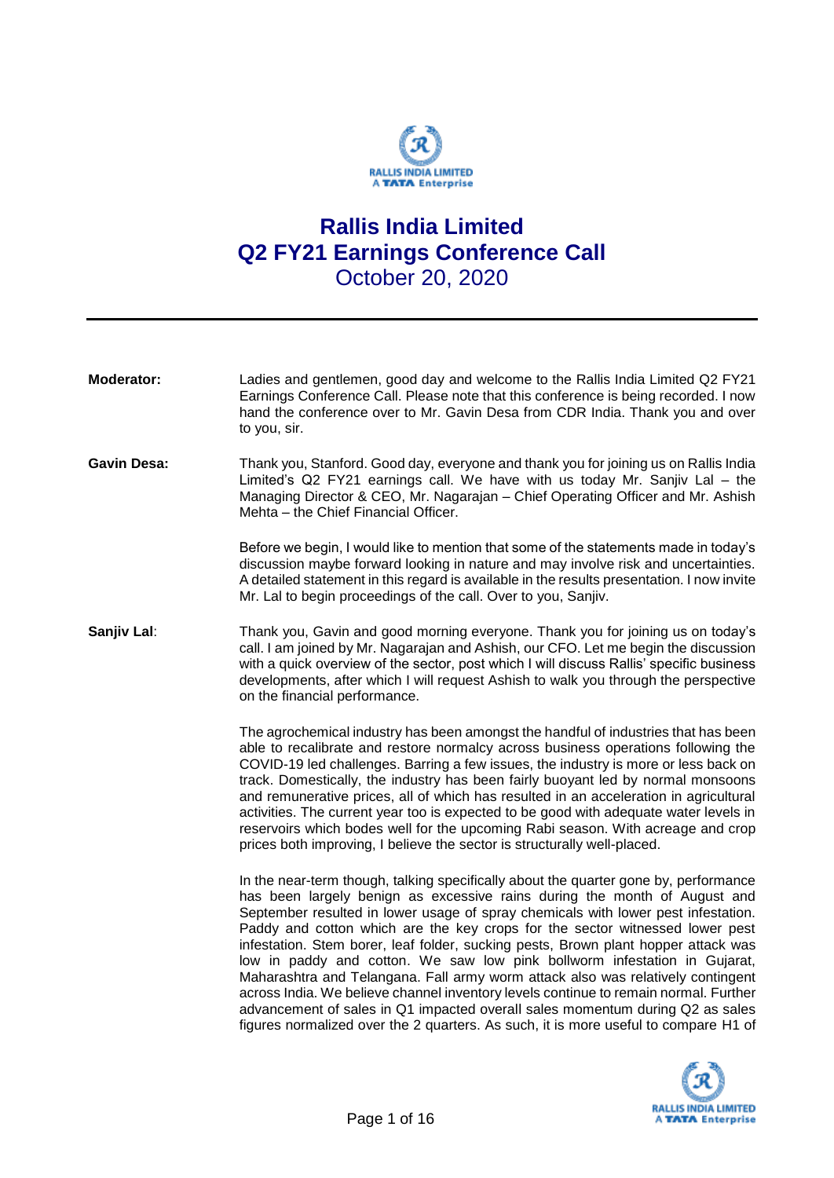# Rallis India Limited

## Q2 FY21 Earnings Conference Call

### October 20, 2020

---

**Moderator:** Ladies and gentlemen, good day and welcome to the Rallis India Limited Q2 FY21 Earnings Conference Call. Please note that this conference is being recorded. I now hand the conference over to Mr. Gavin Desa from CDR India. Thank you and over to you, sir.

**Gavin Desa:** Thank you, Stanford. Good day, everyone and thank you for joining us on Rallis India Limited's Q2 FY21 earnings call. We have with us today Mr. Sanjiv Lal – the Managing Director & CEO, Mr. Nagarajan – Chief Operating Officer and Mr. Ashish Mehta – the Chief Financial Officer.

Before we begin, I would like to mention that some of the statements made in today's discussion maybe forward looking in nature and may involve risk and uncertainties. A detailed statement in this regard is available in the results presentation. I now invite Mr. Lal to begin proceedings of the call. Over to you, Sanjiv.

**Sanjiv Lal**: Thank you, Gavin and good morning everyone. Thank you for joining us on today's call. I am joined by Mr. Nagarajan and Ashish, our CFO. Let me begin the discussion with a quick overview of the sector, post which I will discuss Rallis' specific business developments, after which I will request Ashish to walk you through the perspective on the financial performance.

The agrochemical industry has been amongst the handful of industries that has been able to recalibrate and restore normalcy across business operations following the COVID-19 led challenges. Barring a few issues, the industry is more or less back on track. Domestically, the industry has been fairly buoyant led by normal monsoons and remunerative prices, all of which has resulted in an acceleration in agricultural activities. The current year too is expected to be good with adequate water levels in reservoirs which bodes well for the upcoming Rabi season. With acreage and crop prices both improving, I believe the sector is structurally well-placed.

In the near-term though, talking specifically about the quarter gone by, performance has been largely benign as excessive rains during the month of August and September resulted in lower usage of spray chemicals with lower pest infestation. Paddy and cotton which are the key crops for the sector witnessed lower pest infestation. Stem borer, leaf folder, sucking pests, Brown plant hopper attack was low in paddy and cotton. We saw low pink bollworm infestation in Gujarat, Maharashtra and Telangana. Fall army worm attack also was relatively contingent across India. We believe channel inventory levels continue to remain normal. Further advancement of sales in Q1 impacted overall sales momentum during Q2 as sales figures normalized over the 2 quarters. As such, it is more useful to compare H1 of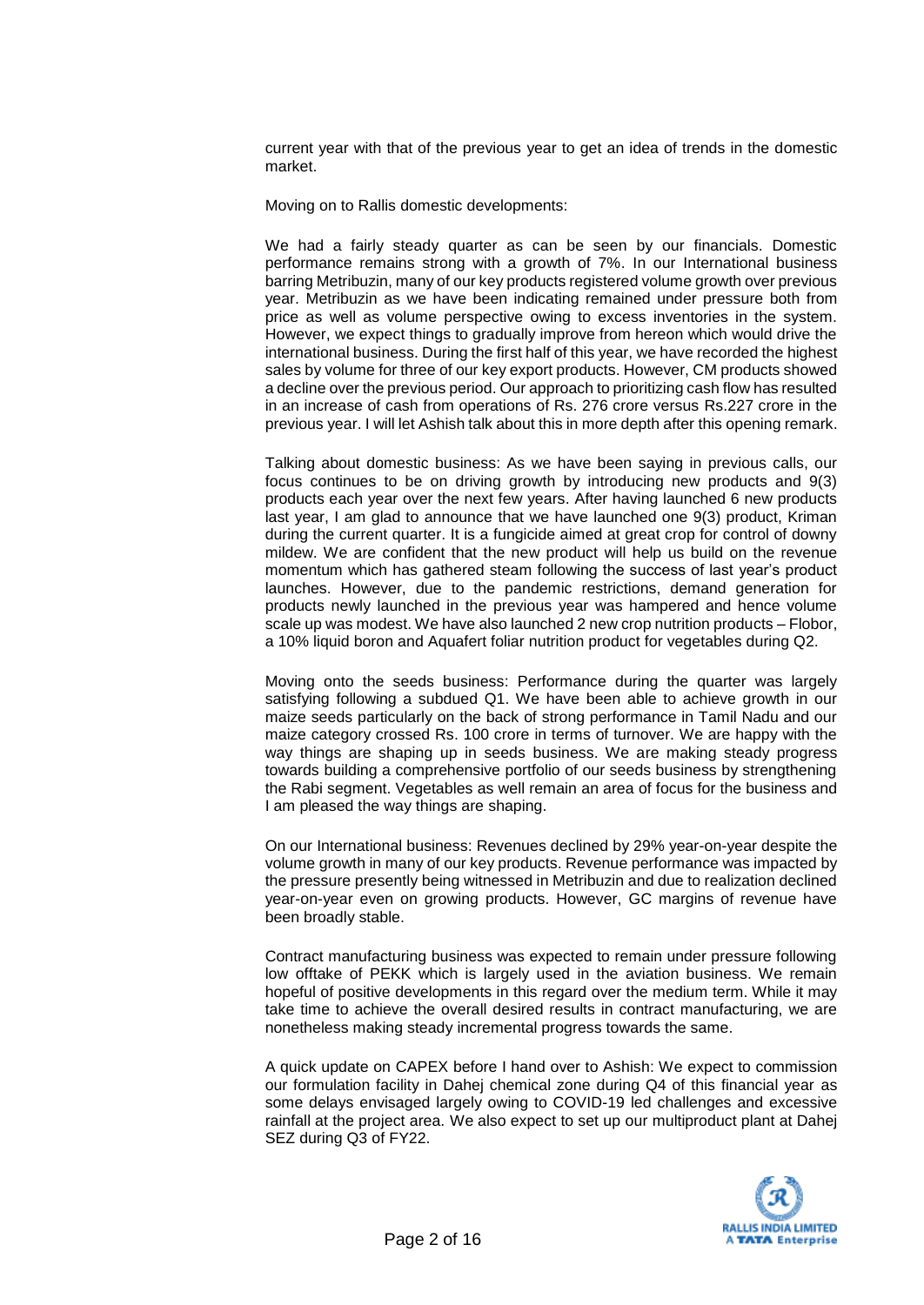current year with that of the previous year to get an idea of trends in the domestic market.

Moving on to Rallis domestic developments:

We had a fairly steady quarter as can be seen by our financials. Domestic performance remains strong with a growth of 7%. In our International business barring Metribuzin, many of our key products registered volume growth over previous year. Metribuzin as we have been indicating remained under pressure both from price as well as volume perspective owing to excess inventories in the system. However, we expect things to gradually improve from hereon which would drive the international business. During the first half of this year, we have recorded the highest sales by volume for three of our key export products. However, CM products showed a decline over the previous period. Our approach to prioritizing cash flow has resulted in an increase of cash from operations of Rs. 276 crore versus Rs.227 crore in the previous year. I will let Ashish talk about this in more depth after this opening remark.

Talking about domestic business: As we have been saying in previous calls, our focus continues to be on driving growth by introducing new products and 9(3) products each year over the next few years. After having launched 6 new products last year, I am glad to announce that we have launched one 9(3) product, Kriman during the current quarter. It is a fungicide aimed at great crop for control of downy mildew. We are confident that the new product will help us build on the revenue momentum which has gathered steam following the success of last year's product launches. However, due to the pandemic restrictions, demand generation for products newly launched in the previous year was hampered and hence volume scale up was modest. We have also launched 2 new crop nutrition products – Flobor, a 10% liquid boron and Aquafert foliar nutrition product for vegetables during Q2.

Moving onto the seeds business: Performance during the quarter was largely satisfying following a subdued Q1. We have been able to achieve growth in our maize seeds particularly on the back of strong performance in Tamil Nadu and our maize category crossed Rs. 100 crore in terms of turnover. We are happy with the way things are shaping up in seeds business. We are making steady progress towards building a comprehensive portfolio of our seeds business by strengthening the Rabi segment. Vegetables as well remain an area of focus for the business and I am pleased the way things are shaping.

On our International business: Revenues declined by 29% year-on-year despite the volume growth in many of our key products. Revenue performance was impacted by the pressure presently being witnessed in Metribuzin and due to realization declined year-on-year even on growing products. However, GC margins of revenue have been broadly stable.

Contract manufacturing business was expected to remain under pressure following low offtake of PEKK which is largely used in the aviation business. We remain hopeful of positive developments in this regard over the medium term. While it may take time to achieve the overall desired results in contract manufacturing, we are nonetheless making steady incremental progress towards the same.

A quick update on CAPEX before I hand over to Ashish: We expect to commission our formulation facility in Dahej chemical zone during Q4 of this financial year as some delays envisaged largely owing to COVID-19 led challenges and excessive rainfall at the project area. We also expect to set up our multiproduct plant at Dahej SEZ during Q3 of FY22.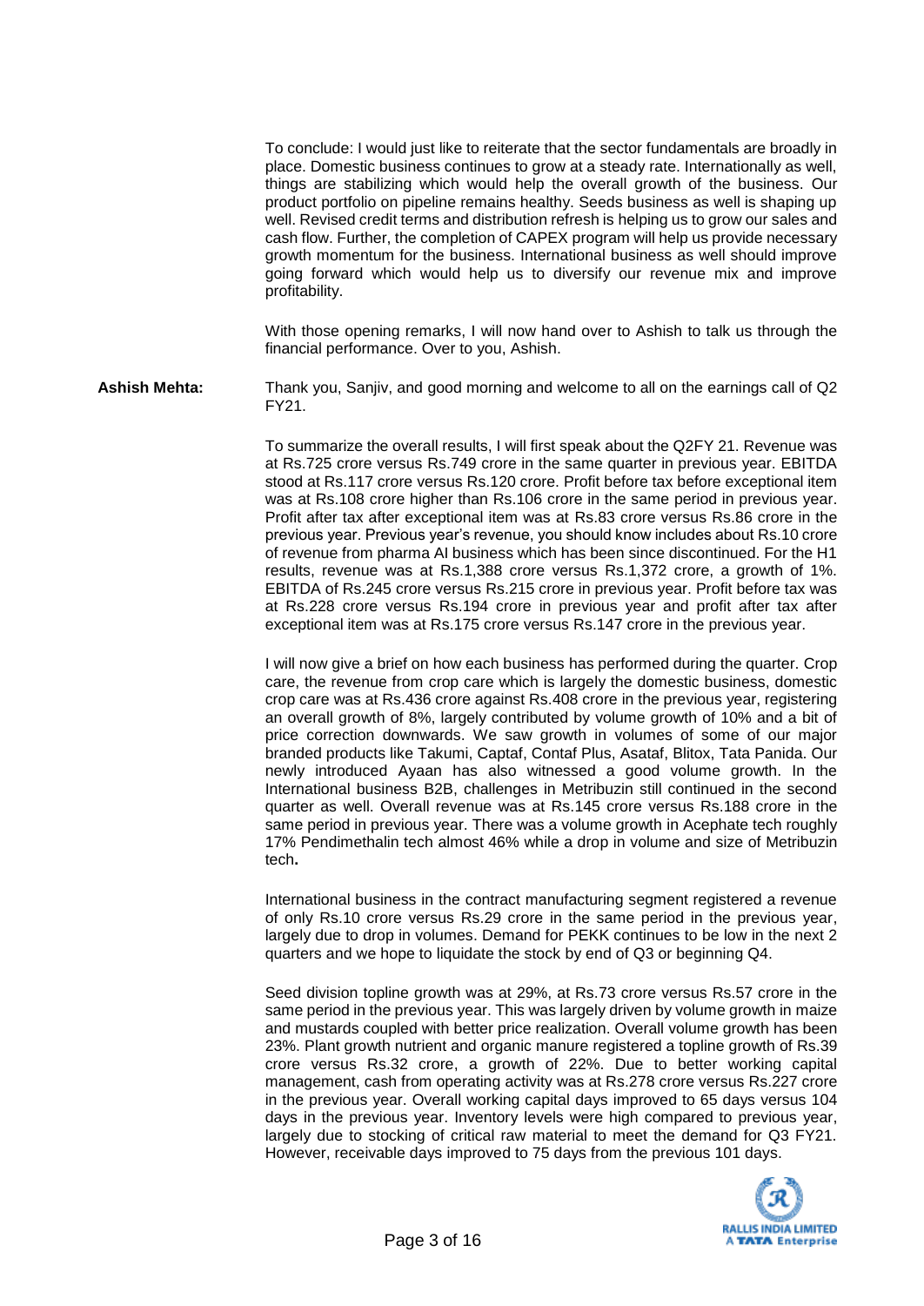To conclude: I would just like to reiterate that the sector fundamentals are broadly in place. Domestic business continues to grow at a steady rate. Internationally as well, things are stabilizing which would help the overall growth of the business. Our product portfolio on pipeline remains healthy. Seeds business as well is shaping up well. Revised credit terms and distribution refresh is helping us to grow our sales and cash flow. Further, the completion of CAPEX program will help us provide necessary growth momentum for the business. International business as well should improve going forward which would help us to diversify our revenue mix and improve profitability.

With those opening remarks, I will now hand over to Ashish to talk us through the financial performance. Over to you, Ashish.

**Ashish Mehta:** Thank you, Sanjiv, and good morning and welcome to all on the earnings call of Q2 FY21.

To summarize the overall results, I will first speak about the Q2FY 21. Revenue was at Rs.725 crore versus Rs.749 crore in the same quarter in previous year. EBITDA stood at Rs.117 crore versus Rs.120 crore. Profit before tax before exceptional item was at Rs.108 crore higher than Rs.106 crore in the same period in previous year. Profit after tax after exceptional item was at Rs.83 crore versus Rs.86 crore in the previous year. Previous year's revenue, you should know includes about Rs.10 crore of revenue from pharma AI business which has been since discontinued. For the H1 results, revenue was at Rs.1,388 crore versus Rs.1,372 crore, a growth of 1%. EBITDA of Rs.245 crore versus Rs.215 crore in previous year. Profit before tax was at Rs.228 crore versus Rs.194 crore in previous year and profit after tax after exceptional item was at Rs.175 crore versus Rs.147 crore in the previous year.

I will now give a brief on how each business has performed during the quarter. Crop care, the revenue from crop care which is largely the domestic business, domestic crop care was at Rs.436 crore against Rs.408 crore in the previous year, registering an overall growth of 8%, largely contributed by volume growth of 10% and a bit of price correction downwards. We saw growth in volumes of some of our major branded products like Takumi, Captaf, Contaf Plus, Asataf, Blitox, Tata Panida. Our newly introduced Ayaan has also witnessed a good volume growth. In the International business B2B, challenges in Metribuzin still continued in the second quarter as well. Overall revenue was at Rs.145 crore versus Rs.188 crore in the same period in previous year. There was a volume growth in Acephate tech roughly 17% Pendimethalin tech almost 46% while a drop in volume and size of Metribuzin tech**.**

International business in the contract manufacturing segment registered a revenue of only Rs.10 crore versus Rs.29 crore in the same period in the previous year, largely due to drop in volumes. Demand for PEKK continues to be low in the next 2 quarters and we hope to liquidate the stock by end of Q3 or beginning Q4.

Seed division topline growth was at 29%, at Rs.73 crore versus Rs.57 crore in the same period in the previous year. This was largely driven by volume growth in maize and mustards coupled with better price realization. Overall volume growth has been 23%. Plant growth nutrient and organic manure registered a topline growth of Rs.39 crore versus Rs.32 crore, a growth of 22%. Due to better working capital management, cash from operating activity was at Rs.278 crore versus Rs.227 crore in the previous year. Overall working capital days improved to 65 days versus 104 days in the previous year. Inventory levels were high compared to previous year, largely due to stocking of critical raw material to meet the demand for Q3 FY21. However, receivable days improved to 75 days from the previous 101 days.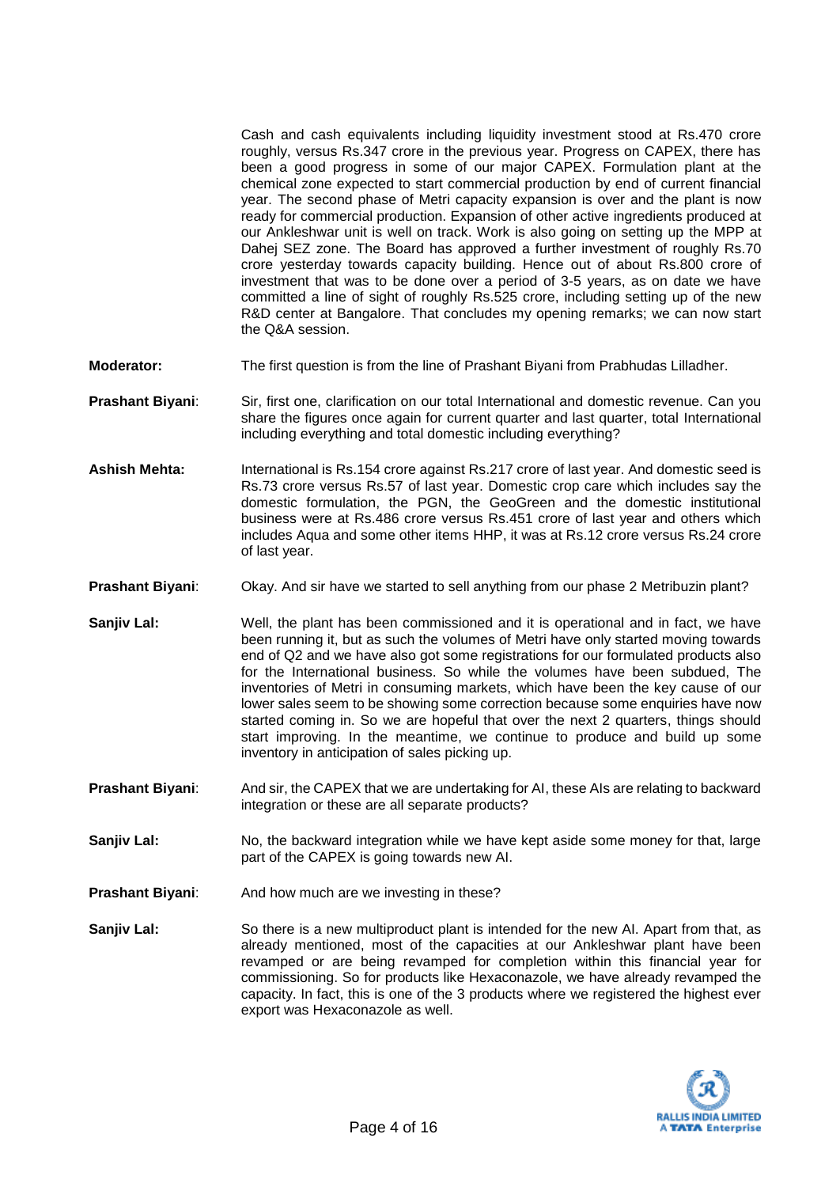Cash and cash equivalents including liquidity investment stood at Rs.470 crore roughly, versus Rs.347 crore in the previous year. Progress on CAPEX, there has been a good progress in some of our major CAPEX. Formulation plant at the chemical zone expected to start commercial production by end of current financial year. The second phase of Metri capacity expansion is over and the plant is now ready for commercial production. Expansion of other active ingredients produced at our Ankleshwar unit is well on track. Work is also going on setting up the MPP at Dahej SEZ zone. The Board has approved a further investment of roughly Rs.70 crore yesterday towards capacity building. Hence out of about Rs.800 crore of investment that was to be done over a period of 3-5 years, as on date we have committed a line of sight of roughly Rs.525 crore, including setting up of the new R&D center at Bangalore. That concludes my opening remarks; we can now start the Q&A session.

**Moderator:** The first question is from the line of Prashant Biyani from Prabhudas Lilladher.

**Prashant Biyani**: Sir, first one, clarification on our total International and domestic revenue. Can you share the figures once again for current quarter and last quarter, total International including everything and total domestic including everything?

**Ashish Mehta:** International is Rs.154 crore against Rs.217 crore of last year. And domestic seed is Rs.73 crore versus Rs.57 of last year. Domestic crop care which includes say the domestic formulation, the PGN, the GeoGreen and the domestic institutional business were at Rs.486 crore versus Rs.451 crore of last year and others which includes Aqua and some other items HHP, it was at Rs.12 crore versus Rs.24 crore of last year.

**Prashant Biyani**: Okay. And sir have we started to sell anything from our phase 2 Metribuzin plant?

**Sanjiv Lal:** Well, the plant has been commissioned and it is operational and in fact, we have been running it, but as such the volumes of Metri have only started moving towards end of Q2 and we have also got some registrations for our formulated products also for the International business. So while the volumes have been subdued, The inventories of Metri in consuming markets, which have been the key cause of our lower sales seem to be showing some correction because some enquiries have now started coming in. So we are hopeful that over the next 2 quarters, things should start improving. In the meantime, we continue to produce and build up some inventory in anticipation of sales picking up.

**Prashant Biyani**: And sir, the CAPEX that we are undertaking for AI, these AIs are relating to backward integration or these are all separate products?

**Sanjiv Lal:** No, the backward integration while we have kept aside some money for that, large part of the CAPEX is going towards new AI.

**Prashant Biyani**: And how much are we investing in these?

**Sanjiv Lal:** So there is a new multiproduct plant is intended for the new AI. Apart from that, as already mentioned, most of the capacities at our Ankleshwar plant have been revamped or are being revamped for completion within this financial year for commissioning. So for products like Hexaconazole, we have already revamped the capacity. In fact, this is one of the 3 products where we registered the highest ever export was Hexaconazole as well.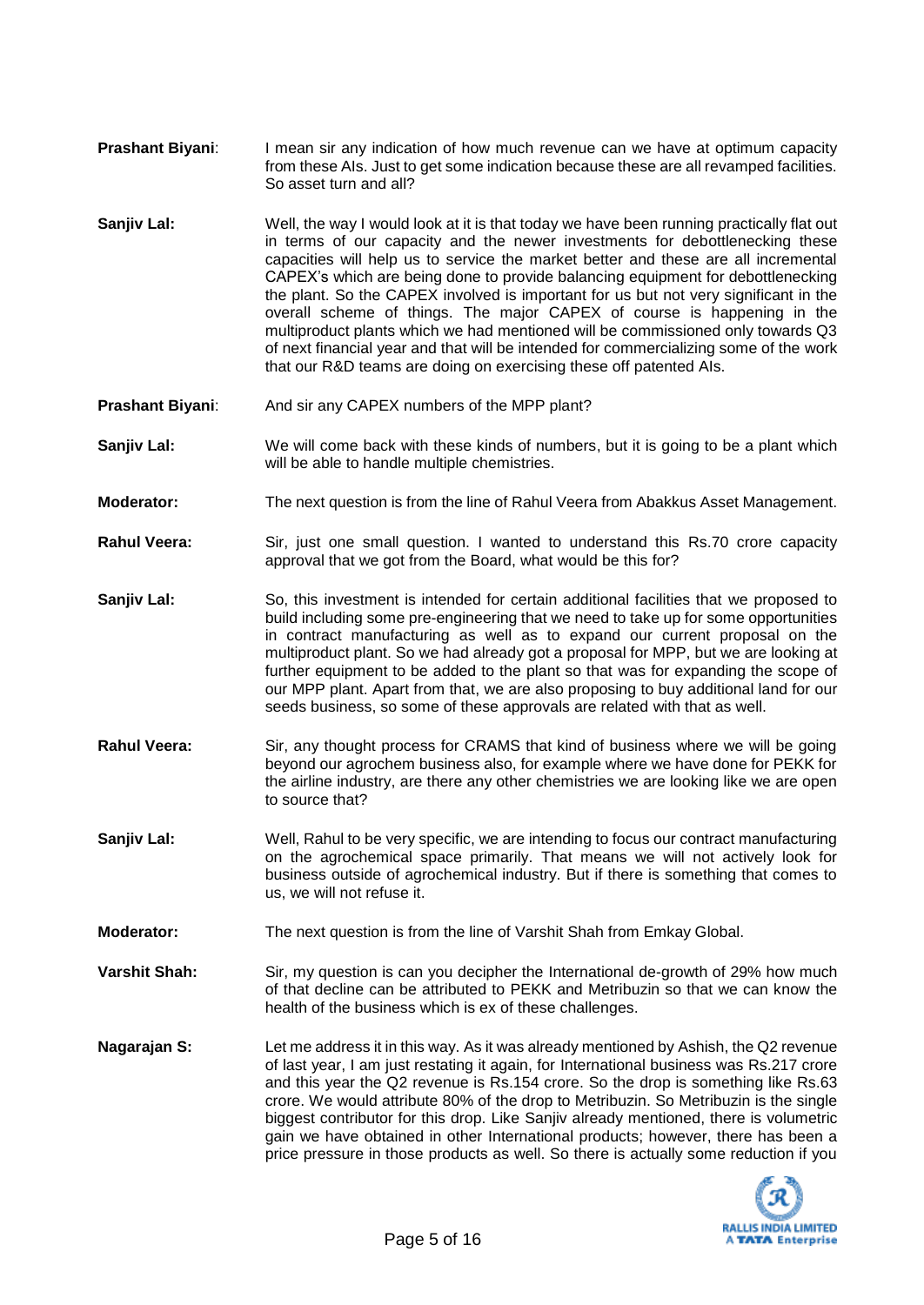**Prashant Biyani**: I mean sir any indication of how much revenue can we have at optimum capacity from these AIs. Just to get some indication because these are all revamped facilities. So asset turn and all?

**Sanjiv Lal:** Well, the way I would look at it is that today we have been running practically flat out in terms of our capacity and the newer investments for debottlenecking these capacities will help us to service the market better and these are all incremental CAPEX's which are being done to provide balancing equipment for debottlenecking the plant. So the CAPEX involved is important for us but not very significant in the overall scheme of things. The major CAPEX of course is happening in the multiproduct plants which we had mentioned will be commissioned only towards Q3 of next financial year and that will be intended for commercializing some of the work that our R&D teams are doing on exercising these off patented AIs.

**Prashant Biyani**: And sir any CAPEX numbers of the MPP plant?

**Sanjiv Lal:** We will come back with these kinds of numbers, but it is going to be a plant which will be able to handle multiple chemistries.

**Moderator:** The next question is from the line of Rahul Veera from Abakkus Asset Management.

**Rahul Veera:** Sir, just one small question. I wanted to understand this Rs.70 crore capacity approval that we got from the Board, what would be this for?

**Sanjiv Lal:** So, this investment is intended for certain additional facilities that we proposed to build including some pre-engineering that we need to take up for some opportunities in contract manufacturing as well as to expand our current proposal on the multiproduct plant. So we had already got a proposal for MPP, but we are looking at further equipment to be added to the plant so that was for expanding the scope of our MPP plant. Apart from that, we are also proposing to buy additional land for our seeds business, so some of these approvals are related with that as well.

**Rahul Veera:** Sir, any thought process for CRAMS that kind of business where we will be going beyond our agrochem business also, for example where we have done for PEKK for the airline industry, are there any other chemistries we are looking like we are open to source that?

**Sanjiv Lal:** Well, Rahul to be very specific, we are intending to focus our contract manufacturing on the agrochemical space primarily. That means we will not actively look for business outside of agrochemical industry. But if there is something that comes to us, we will not refuse it.

**Moderator:** The next question is from the line of Varshit Shah from Emkay Global.

**Varshit Shah:** Sir, my question is can you decipher the International de-growth of 29% how much of that decline can be attributed to PEKK and Metribuzin so that we can know the health of the business which is ex of these challenges.

**Nagarajan S:** Let me address it in this way. As it was already mentioned by Ashish, the Q2 revenue of last year, I am just restating it again, for International business was Rs.217 crore and this year the Q2 revenue is Rs.154 crore. So the drop is something like Rs.63 crore. We would attribute 80% of the drop to Metribuzin. So Metribuzin is the single biggest contributor for this drop. Like Sanjiv already mentioned, there is volumetric gain we have obtained in other International products; however, there has been a price pressure in those products as well. So there is actually some reduction if you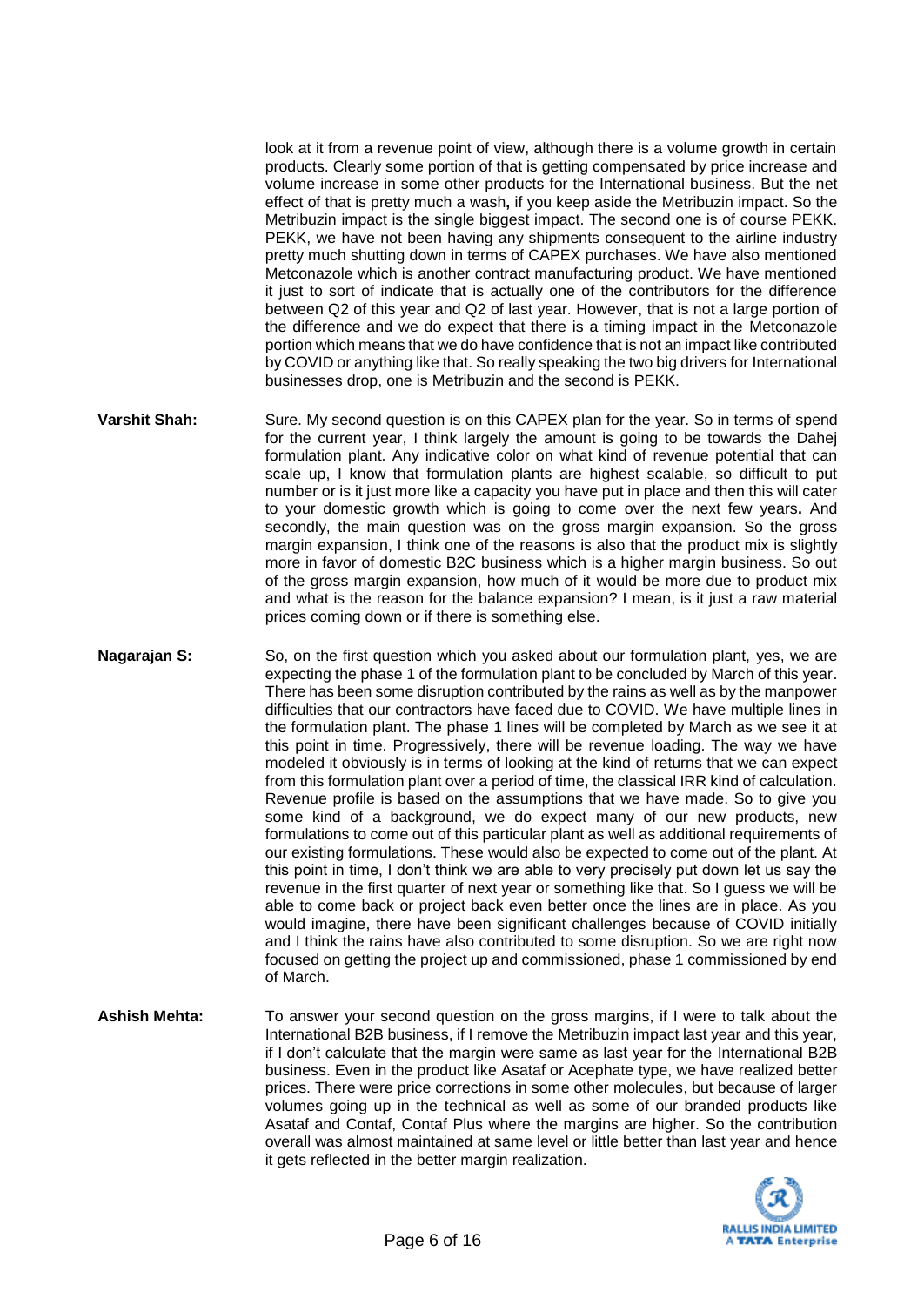look at it from a revenue point of view, although there is a volume growth in certain products. Clearly some portion of that is getting compensated by price increase and volume increase in some other products for the International business. But the net effect of that is pretty much a wash**,** if you keep aside the Metribuzin impact. So the Metribuzin impact is the single biggest impact. The second one is of course PEKK. PEKK, we have not been having any shipments consequent to the airline industry pretty much shutting down in terms of CAPEX purchases. We have also mentioned Metconazole which is another contract manufacturing product. We have mentioned it just to sort of indicate that is actually one of the contributors for the difference between Q2 of this year and Q2 of last year. However, that is not a large portion of the difference and we do expect that there is a timing impact in the Metconazole portion which means that we do have confidence that is not an impact like contributed by COVID or anything like that. So really speaking the two big drivers for International businesses drop, one is Metribuzin and the second is PEKK.

**Varshit Shah:** Sure. My second question is on this CAPEX plan for the year. So in terms of spend for the current year, I think largely the amount is going to be towards the Dahej formulation plant. Any indicative color on what kind of revenue potential that can scale up, I know that formulation plants are highest scalable, so difficult to put number or is it just more like a capacity you have put in place and then this will cater to your domestic growth which is going to come over the next few years**.** And secondly, the main question was on the gross margin expansion. So the gross margin expansion, I think one of the reasons is also that the product mix is slightly more in favor of domestic B2C business which is a higher margin business. So out of the gross margin expansion, how much of it would be more due to product mix and what is the reason for the balance expansion? I mean, is it just a raw material prices coming down or if there is something else.

**Nagarajan S:** So, on the first question which you asked about our formulation plant, yes, we are expecting the phase 1 of the formulation plant to be concluded by March of this year. There has been some disruption contributed by the rains as well as by the manpower difficulties that our contractors have faced due to COVID. We have multiple lines in the formulation plant. The phase 1 lines will be completed by March as we see it at this point in time. Progressively, there will be revenue loading. The way we have modeled it obviously is in terms of looking at the kind of returns that we can expect from this formulation plant over a period of time, the classical IRR kind of calculation. Revenue profile is based on the assumptions that we have made. So to give you some kind of a background, we do expect many of our new products, new formulations to come out of this particular plant as well as additional requirements of our existing formulations. These would also be expected to come out of the plant. At this point in time, I don't think we are able to very precisely put down let us say the revenue in the first quarter of next year or something like that. So I guess we will be able to come back or project back even better once the lines are in place. As you would imagine, there have been significant challenges because of COVID initially and I think the rains have also contributed to some disruption. So we are right now focused on getting the project up and commissioned, phase 1 commissioned by end of March.

**Ashish Mehta:** To answer your second question on the gross margins, if I were to talk about the International B2B business, if I remove the Metribuzin impact last year and this year, if I don't calculate that the margin were same as last year for the International B2B business. Even in the product like Asataf or Acephate type, we have realized better prices. There were price corrections in some other molecules, but because of larger volumes going up in the technical as well as some of our branded products like Asataf and Contaf, Contaf Plus where the margins are higher. So the contribution overall was almost maintained at same level or little better than last year and hence it gets reflected in the better margin realization.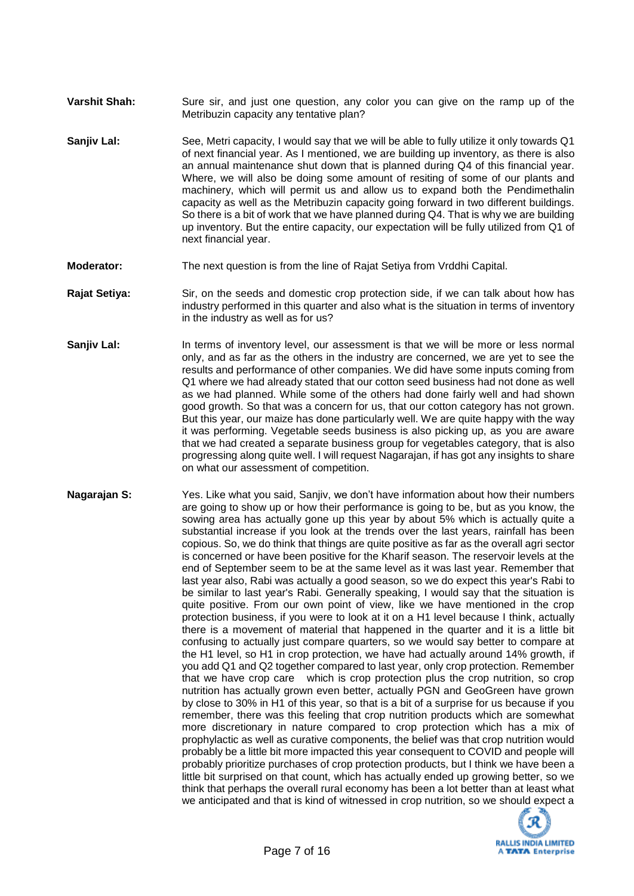**Varshit Shah:** Sure sir, and just one question, any color you can give on the ramp up of the Metribuzin capacity any tentative plan?

**Sanjiv Lal:** See, Metri capacity, I would say that we will be able to fully utilize it only towards Q1 of next financial year. As I mentioned, we are building up inventory, as there is also an annual maintenance shut down that is planned during Q4 of this financial year. Where, we will also be doing some amount of resiting of some of our plants and machinery, which will permit us and allow us to expand both the Pendimethalin capacity as well as the Metribuzin capacity going forward in two different buildings. So there is a bit of work that we have planned during Q4. That is why we are building up inventory. But the entire capacity, our expectation will be fully utilized from Q1 of next financial year.

**Moderator:** The next question is from the line of Rajat Setiya from Vrddhi Capital.

**Rajat Setiya:** Sir, on the seeds and domestic crop protection side, if we can talk about how has industry performed in this quarter and also what is the situation in terms of inventory in the industry as well as for us?

**Sanjiv Lal:** In terms of inventory level, our assessment is that we will be more or less normal only, and as far as the others in the industry are concerned, we are yet to see the results and performance of other companies. We did have some inputs coming from Q1 where we had already stated that our cotton seed business had not done as well as we had planned. While some of the others had done fairly well and had shown good growth. So that was a concern for us, that our cotton category has not grown. But this year, our maize has done particularly well. We are quite happy with the way it was performing. Vegetable seeds business is also picking up, as you are aware that we had created a separate business group for vegetables category, that is also progressing along quite well. I will request Nagarajan, if has got any insights to share on what our assessment of competition.

**Nagarajan S:** Yes. Like what you said, Sanjiv, we don't have information about how their numbers are going to show up or how their performance is going to be, but as you know, the sowing area has actually gone up this year by about 5% which is actually quite a substantial increase if you look at the trends over the last years, rainfall has been copious. So, we do think that things are quite positive as far as the overall agri sector is concerned or have been positive for the Kharif season. The reservoir levels at the end of September seem to be at the same level as it was last year. Remember that last year also, Rabi was actually a good season, so we do expect this year's Rabi to be similar to last year's Rabi. Generally speaking, I would say that the situation is quite positive. From our own point of view, like we have mentioned in the crop protection business, if you were to look at it on a H1 level because I think, actually there is a movement of material that happened in the quarter and it is a little bit confusing to actually just compare quarters, so we would say better to compare at the H1 level, so H1 in crop protection, we have had actually around 14% growth, if you add Q1 and Q2 together compared to last year, only crop protection. Remember that we have crop care which is crop protection plus the crop nutrition, so crop nutrition has actually grown even better, actually PGN and GeoGreen have grown by close to 30% in H1 of this year, so that is a bit of a surprise for us because if you remember, there was this feeling that crop nutrition products which are somewhat more discretionary in nature compared to crop protection which has a mix of prophylactic as well as curative components, the belief was that crop nutrition would probably be a little bit more impacted this year consequent to COVID and people will probably prioritize purchases of crop protection products, but I think we have been a little bit surprised on that count, which has actually ended up growing better, so we think that perhaps the overall rural economy has been a lot better than at least what we anticipated and that is kind of witnessed in crop nutrition, so we should expect a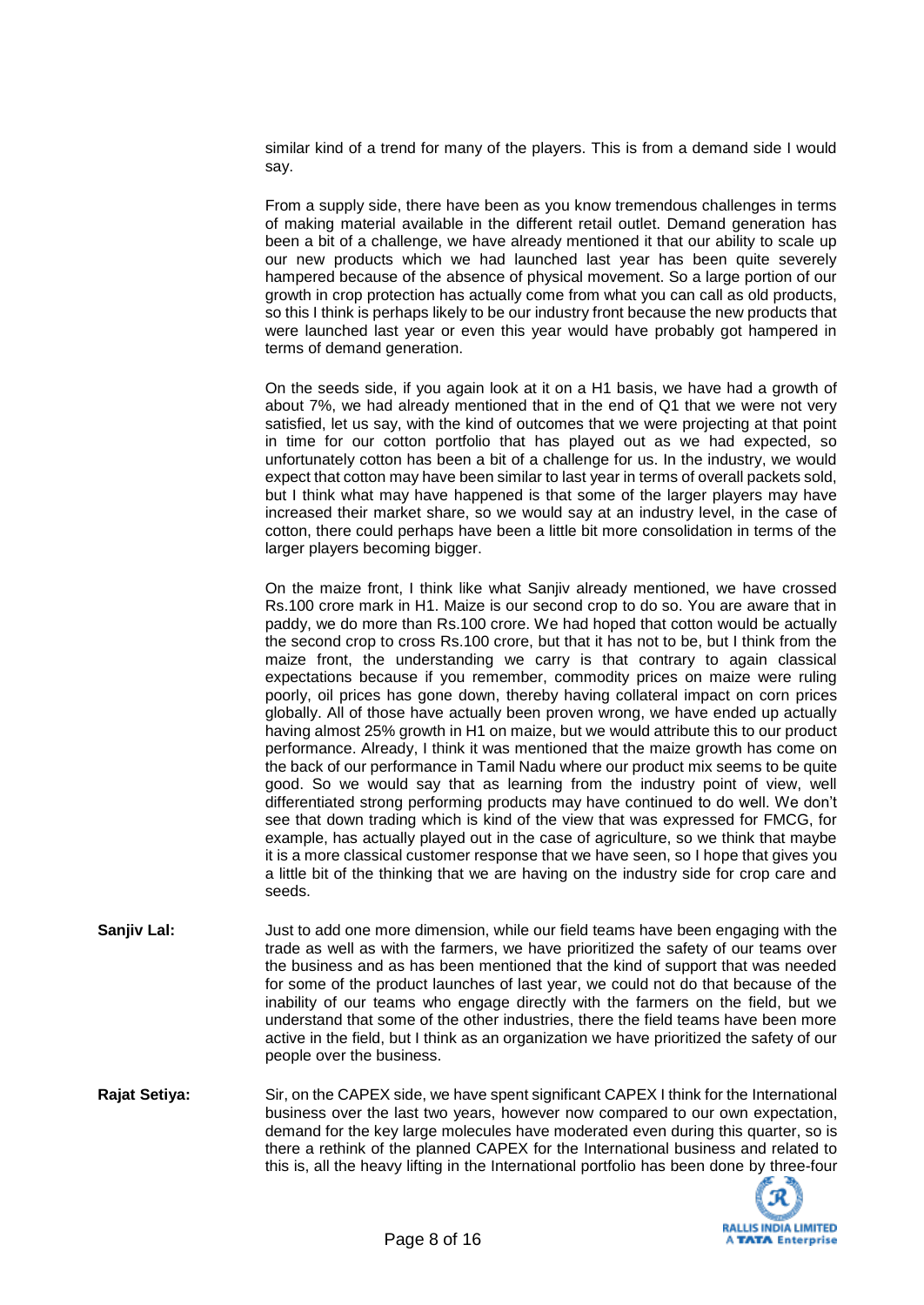similar kind of a trend for many of the players. This is from a demand side I would say.

From a supply side, there have been as you know tremendous challenges in terms of making material available in the different retail outlet. Demand generation has been a bit of a challenge, we have already mentioned it that our ability to scale up our new products which we had launched last year has been quite severely hampered because of the absence of physical movement. So a large portion of our growth in crop protection has actually come from what you can call as old products, so this I think is perhaps likely to be our industry front because the new products that were launched last year or even this year would have probably got hampered in terms of demand generation.

On the seeds side, if you again look at it on a H1 basis, we have had a growth of about 7%, we had already mentioned that in the end of Q1 that we were not very satisfied, let us say, with the kind of outcomes that we were projecting at that point in time for our cotton portfolio that has played out as we had expected, so unfortunately cotton has been a bit of a challenge for us. In the industry, we would expect that cotton may have been similar to last year in terms of overall packets sold, but I think what may have happened is that some of the larger players may have increased their market share, so we would say at an industry level, in the case of cotton, there could perhaps have been a little bit more consolidation in terms of the larger players becoming bigger.

On the maize front, I think like what Sanjiv already mentioned, we have crossed Rs.100 crore mark in H1. Maize is our second crop to do so. You are aware that in paddy, we do more than Rs.100 crore. We had hoped that cotton would be actually the second crop to cross Rs.100 crore, but that it has not to be, but I think from the maize front, the understanding we carry is that contrary to again classical expectations because if you remember, commodity prices on maize were ruling poorly, oil prices has gone down, thereby having collateral impact on corn prices globally. All of those have actually been proven wrong, we have ended up actually having almost 25% growth in H1 on maize, but we would attribute this to our product performance. Already, I think it was mentioned that the maize growth has come on the back of our performance in Tamil Nadu where our product mix seems to be quite good. So we would say that as learning from the industry point of view, well differentiated strong performing products may have continued to do well. We don't see that down trading which is kind of the view that was expressed for FMCG, for example, has actually played out in the case of agriculture, so we think that maybe it is a more classical customer response that we have seen, so I hope that gives you a little bit of the thinking that we are having on the industry side for crop care and seeds.

**Sanjiv Lal:** Just to add one more dimension, while our field teams have been engaging with the trade as well as with the farmers, we have prioritized the safety of our teams over the business and as has been mentioned that the kind of support that was needed for some of the product launches of last year, we could not do that because of the inability of our teams who engage directly with the farmers on the field, but we understand that some of the other industries, there the field teams have been more active in the field, but I think as an organization we have prioritized the safety of our people over the business.

**Rajat Setiya:** Sir, on the CAPEX side, we have spent significant CAPEX I think for the International business over the last two years, however now compared to our own expectation, demand for the key large molecules have moderated even during this quarter, so is there a rethink of the planned CAPEX for the International business and related to this is, all the heavy lifting in the International portfolio has been done by three-four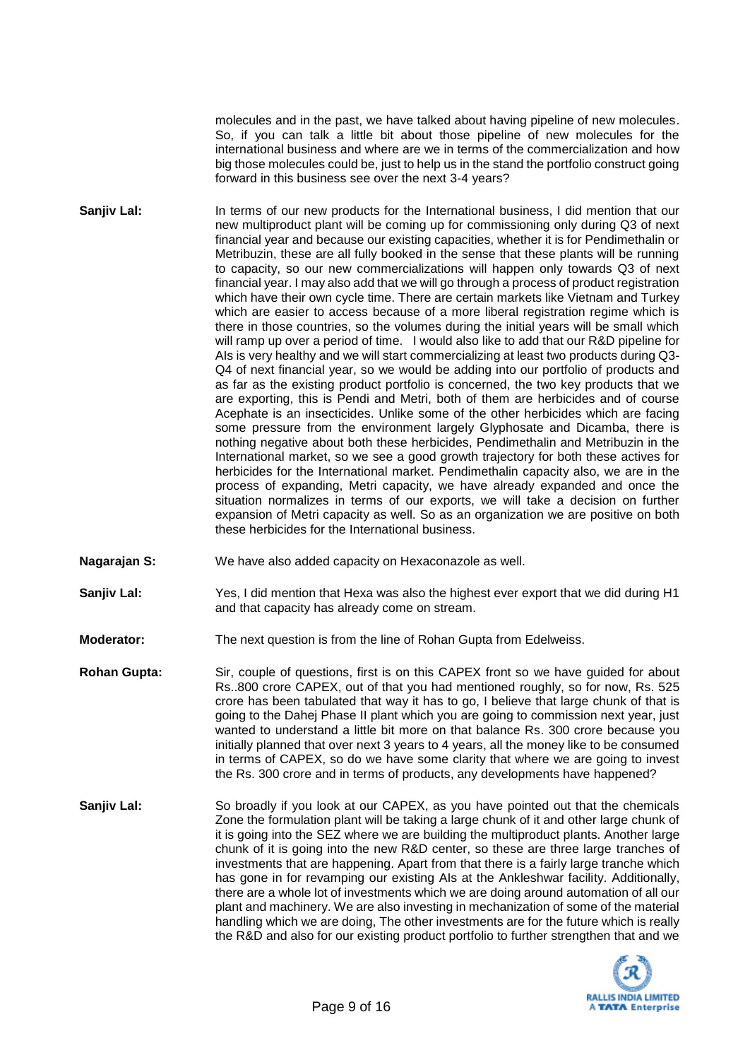molecules and in the past, we have talked about having pipeline of new molecules. So, if you can talk a little bit about those pipeline of new molecules for the international business and where are we in terms of the commercialization and how big those molecules could be, just to help us in the stand the portfolio construct going forward in this business see over the next 3-4 years?

**Sanjiv Lal:** In terms of our new products for the International business, I did mention that our new multiproduct plant will be coming up for commissioning only during Q3 of next financial year and because our existing capacities, whether it is for Pendimethalin or Metribuzin, these are all fully booked in the sense that these plants will be running to capacity, so our new commercializations will happen only towards Q3 of next financial year. I may also add that we will go through a process of product registration which have their own cycle time. There are certain markets like Vietnam and Turkey which are easier to access because of a more liberal registration regime which is there in those countries, so the volumes during the initial years will be small which will ramp up over a period of time. I would also like to add that our R&D pipeline for AIs is very healthy and we will start commercializing at least two products during Q3-Q4 of next financial year, so we would be adding into our portfolio of products and as far as the existing product portfolio is concerned, the two key products that we are exporting, this is Pendi and Metri, both of them are herbicides and of course Acephate is an insecticides. Unlike some of the other herbicides which are facing some pressure from the environment largely Glyphosate and Dicamba, there is nothing negative about both these herbicides, Pendimethalin and Metribuzin in the International market, so we see a good growth trajectory for both these actives for herbicides for the International market. Pendimethalin capacity also, we are in the process of expanding, Metri capacity, we have already expanded and once the situation normalizes in terms of our exports, we will take a decision on further expansion of Metri capacity as well. So as an organization we are positive on both these herbicides for the International business.

**Nagarajan S:** We have also added capacity on Hexaconazole as well.

**Sanjiv Lal:** Yes, I did mention that Hexa was also the highest ever export that we did during H1 and that capacity has already come on stream.

**Moderator:** The next question is from the line of Rohan Gupta from Edelweiss.

**Rohan Gupta:** Sir, couple of questions, first is on this CAPEX front so we have guided for about Rs..800 crore CAPEX, out of that you had mentioned roughly, so for now, Rs. 525 crore has been tabulated that way it has to go, I believe that large chunk of that is going to the Dahej Phase II plant which you are going to commission next year, just wanted to understand a little bit more on that balance Rs. 300 crore because you initially planned that over next 3 years to 4 years, all the money like to be consumed in terms of CAPEX, so do we have some clarity that where we are going to invest the Rs. 300 crore and in terms of products, any developments have happened?

**Sanjiv Lal:** So broadly if you look at our CAPEX, as you have pointed out that the chemicals Zone the formulation plant will be taking a large chunk of it and other large chunk of it is going into the SEZ where we are building the multiproduct plants. Another large chunk of it is going into the new R&D center, so these are three large tranches of investments that are happening. Apart from that there is a fairly large tranche which has gone in for revamping our existing AIs at the Ankleshwar facility. Additionally, there are a whole lot of investments which we are doing around automation of all our plant and machinery. We are also investing in mechanization of some of the material handling which we are doing, The other investments are for the future which is really the R&D and also for our existing product portfolio to further strengthen that and we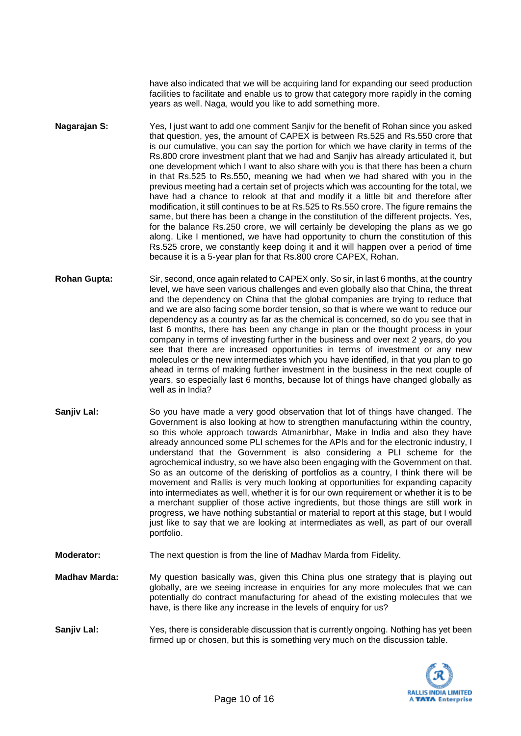have also indicated that we will be acquiring land for expanding our seed production facilities to facilitate and enable us to grow that category more rapidly in the coming years as well. Naga, would you like to add something more.

**Nagarajan S:** Yes, I just want to add one comment Sanjiv for the benefit of Rohan since you asked that question, yes, the amount of CAPEX is between Rs.525 and Rs.550 crore that is our cumulative, you can say the portion for which we have clarity in terms of the Rs.800 crore investment plant that we had and Sanjiv has already articulated it, but one development which I want to also share with you is that there has been a churn in that Rs.525 to Rs.550, meaning we had when we had shared with you in the previous meeting had a certain set of projects which was accounting for the total, we have had a chance to relook at that and modify it a little bit and therefore after modification, it still continues to be at Rs.525 to Rs.550 crore. The figure remains the same, but there has been a change in the constitution of the different projects. Yes, for the balance Rs.250 crore, we will certainly be developing the plans as we go along. Like I mentioned, we have had opportunity to churn the constitution of this Rs.525 crore, we constantly keep doing it and it will happen over a period of time because it is a 5-year plan for that Rs.800 crore CAPEX, Rohan.

**Rohan Gupta:** Sir, second, once again related to CAPEX only. So sir, in last 6 months, at the country level, we have seen various challenges and even globally also that China, the threat and the dependency on China that the global companies are trying to reduce that and we are also facing some border tension, so that is where we want to reduce our dependency as a country as far as the chemical is concerned, so do you see that in last 6 months, there has been any change in plan or the thought process in your company in terms of investing further in the business and over next 2 years, do you see that there are increased opportunities in terms of investment or any new molecules or the new intermediates which you have identified, in that you plan to go ahead in terms of making further investment in the business in the next couple of years, so especially last 6 months, because lot of things have changed globally as well as in India?

**Sanjiv Lal:** So you have made a very good observation that lot of things have changed. The Government is also looking at how to strengthen manufacturing within the country, so this whole approach towards Atmanirbhar, Make in India and also they have already announced some PLI schemes for the APIs and for the electronic industry, I understand that the Government is also considering a PLI scheme for the agrochemical industry, so we have also been engaging with the Government on that. So as an outcome of the derisking of portfolios as a country, I think there will be movement and Rallis is very much looking at opportunities for expanding capacity into intermediates as well, whether it is for our own requirement or whether it is to be a merchant supplier of those active ingredients, but those things are still work in progress, we have nothing substantial or material to report at this stage, but I would just like to say that we are looking at intermediates as well, as part of our overall portfolio.

**Moderator:** The next question is from the line of Madhav Marda from Fidelity.

**Madhav Marda:** My question basically was, given this China plus one strategy that is playing out globally, are we seeing increase in enquiries for any more molecules that we can potentially do contract manufacturing for ahead of the existing molecules that we have, is there like any increase in the levels of enquiry for us?

**Sanjiv Lal:** Yes, there is considerable discussion that is currently ongoing. Nothing has yet been firmed up or chosen, but this is something very much on the discussion table.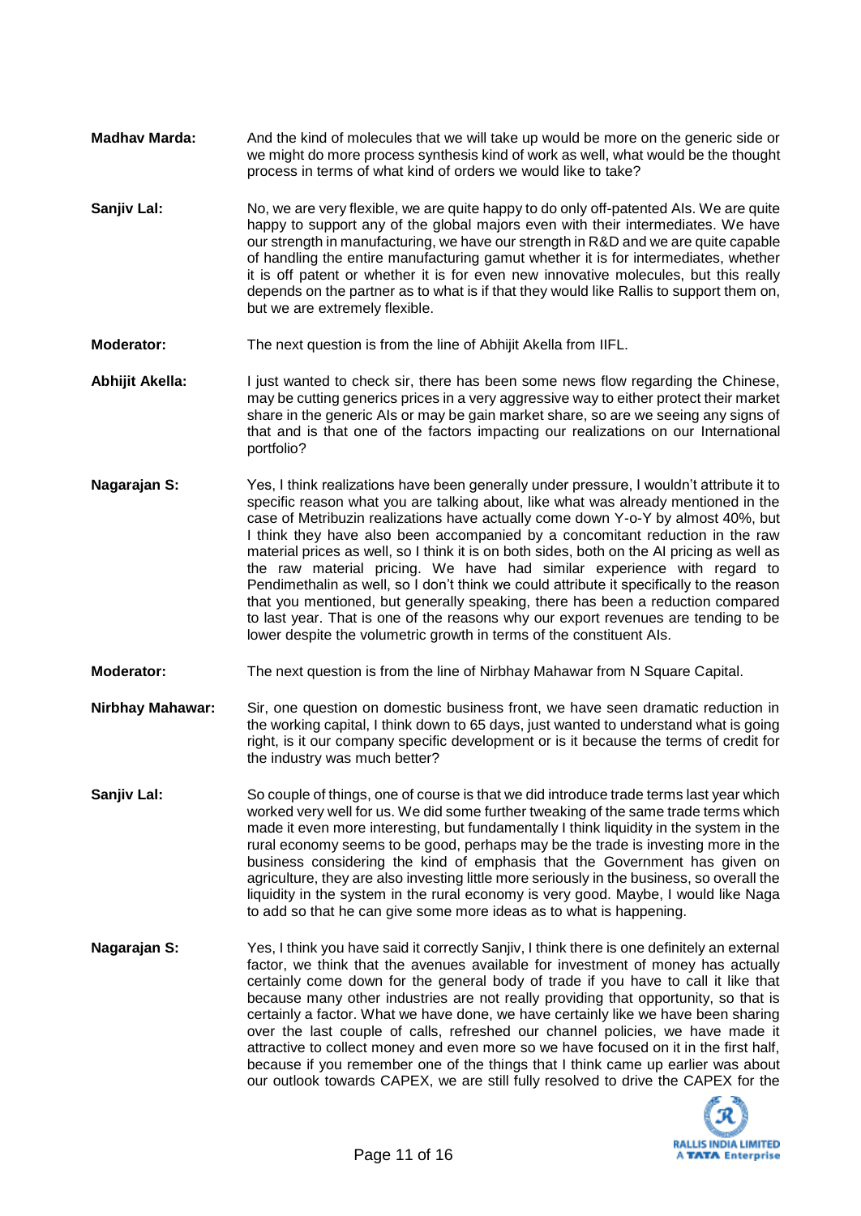**Madhav Marda:** And the kind of molecules that we will take up would be more on the generic side or we might do more process synthesis kind of work as well, what would be the thought process in terms of what kind of orders we would like to take?

**Sanjiv Lal:** No, we are very flexible, we are quite happy to do only off-patented AIs. We are quite happy to support any of the global majors even with their intermediates. We have our strength in manufacturing, we have our strength in R&D and we are quite capable of handling the entire manufacturing gamut whether it is for intermediates, whether it is off patent or whether it is for even new innovative molecules, but this really depends on the partner as to what is if that they would like Rallis to support them on, but we are extremely flexible.

**Moderator:** The next question is from the line of Abhijit Akella from IIFL.

**Abhijit Akella:** I just wanted to check sir, there has been some news flow regarding the Chinese, may be cutting generics prices in a very aggressive way to either protect their market share in the generic AIs or may be gain market share, so are we seeing any signs of that and is that one of the factors impacting our realizations on our International portfolio?

**Nagarajan S:** Yes, I think realizations have been generally under pressure, I wouldn't attribute it to specific reason what you are talking about, like what was already mentioned in the case of Metribuzin realizations have actually come down Y-o-Y by almost 40%, but I think they have also been accompanied by a concomitant reduction in the raw material prices as well, so I think it is on both sides, both on the AI pricing as well as the raw material pricing. We have had similar experience with regard to Pendimethalin as well, so I don't think we could attribute it specifically to the reason that you mentioned, but generally speaking, there has been a reduction compared to last year. That is one of the reasons why our export revenues are tending to be lower despite the volumetric growth in terms of the constituent AIs.

**Moderator:** The next question is from the line of Nirbhay Mahawar from N Square Capital.

**Nirbhay Mahawar:** Sir, one question on domestic business front, we have seen dramatic reduction in the working capital, I think down to 65 days, just wanted to understand what is going right, is it our company specific development or is it because the terms of credit for the industry was much better?

**Sanjiv Lal:** So couple of things, one of course is that we did introduce trade terms last year which worked very well for us. We did some further tweaking of the same trade terms which made it even more interesting, but fundamentally I think liquidity in the system in the rural economy seems to be good, perhaps may be the trade is investing more in the business considering the kind of emphasis that the Government has given on agriculture, they are also investing little more seriously in the business, so overall the liquidity in the system in the rural economy is very good. Maybe, I would like Naga to add so that he can give some more ideas as to what is happening.

**Nagarajan S:** Yes, I think you have said it correctly Sanjiv, I think there is one definitely an external factor, we think that the avenues available for investment of money has actually certainly come down for the general body of trade if you have to call it like that because many other industries are not really providing that opportunity, so that is certainly a factor. What we have done, we have certainly like we have been sharing over the last couple of calls, refreshed our channel policies, we have made it attractive to collect money and even more so we have focused on it in the first half, because if you remember one of the things that I think came up earlier was about our outlook towards CAPEX, we are still fully resolved to drive the CAPEX for the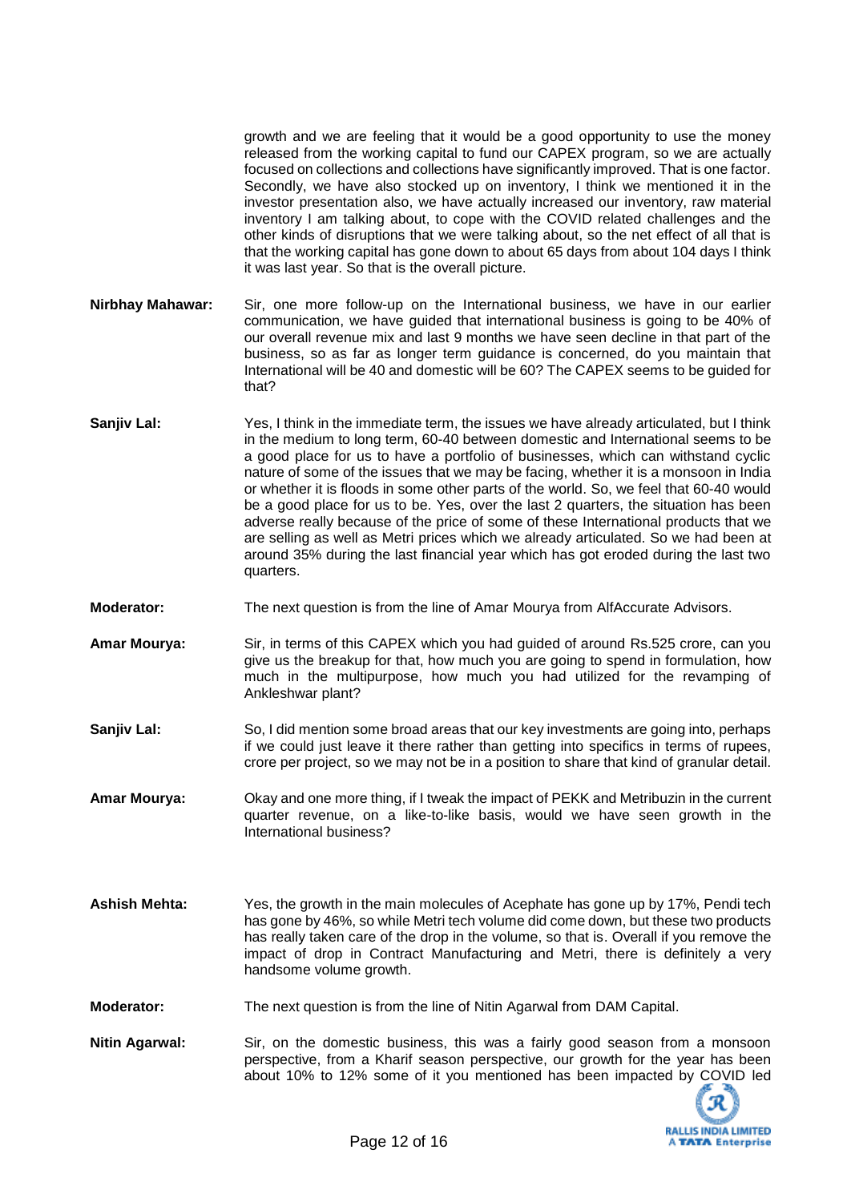growth and we are feeling that it would be a good opportunity to use the money released from the working capital to fund our CAPEX program, so we are actually focused on collections and collections have significantly improved. That is one factor. Secondly, we have also stocked up on inventory, I think we mentioned it in the investor presentation also, we have actually increased our inventory, raw material inventory I am talking about, to cope with the COVID related challenges and the other kinds of disruptions that we were talking about, so the net effect of all that is that the working capital has gone down to about 65 days from about 104 days I think it was last year. So that is the overall picture.

**Nirbhay Mahawar:** Sir, one more follow-up on the International business, we have in our earlier communication, we have guided that international business is going to be 40% of our overall revenue mix and last 9 months we have seen decline in that part of the business, so as far as longer term guidance is concerned, do you maintain that International will be 40 and domestic will be 60? The CAPEX seems to be guided for that?

**Sanjiv Lal:** Yes, I think in the immediate term, the issues we have already articulated, but I think in the medium to long term, 60-40 between domestic and International seems to be a good place for us to have a portfolio of businesses, which can withstand cyclic nature of some of the issues that we may be facing, whether it is a monsoon in India or whether it is floods in some other parts of the world. So, we feel that 60-40 would be a good place for us to be. Yes, over the last 2 quarters, the situation has been adverse really because of the price of some of these International products that we are selling as well as Metri prices which we already articulated. So we had been at around 35% during the last financial year which has got eroded during the last two quarters.

**Moderator:** The next question is from the line of Amar Mourya from AlfAccurate Advisors.

**Amar Mourya:** Sir, in terms of this CAPEX which you had guided of around Rs.525 crore, can you give us the breakup for that, how much you are going to spend in formulation, how much in the multipurpose, how much you had utilized for the revamping of Ankleshwar plant?

**Sanjiv Lal:** So, I did mention some broad areas that our key investments are going into, perhaps if we could just leave it there rather than getting into specifics in terms of rupees, crore per project, so we may not be in a position to share that kind of granular detail.

**Amar Mourya:** Okay and one more thing, if I tweak the impact of PEKK and Metribuzin in the current quarter revenue, on a like-to-like basis, would we have seen growth in the International business?

**Ashish Mehta:** Yes, the growth in the main molecules of Acephate has gone up by 17%, Pendi tech has gone by 46%, so while Metri tech volume did come down, but these two products has really taken care of the drop in the volume, so that is. Overall if you remove the impact of drop in Contract Manufacturing and Metri, there is definitely a very handsome volume growth.

**Moderator:** The next question is from the line of Nitin Agarwal from DAM Capital.

**Nitin Agarwal:** Sir, on the domestic business, this was a fairly good season from a monsoon perspective, from a Kharif season perspective, our growth for the year has been about 10% to 12% some of it you mentioned has been impacted by COVID led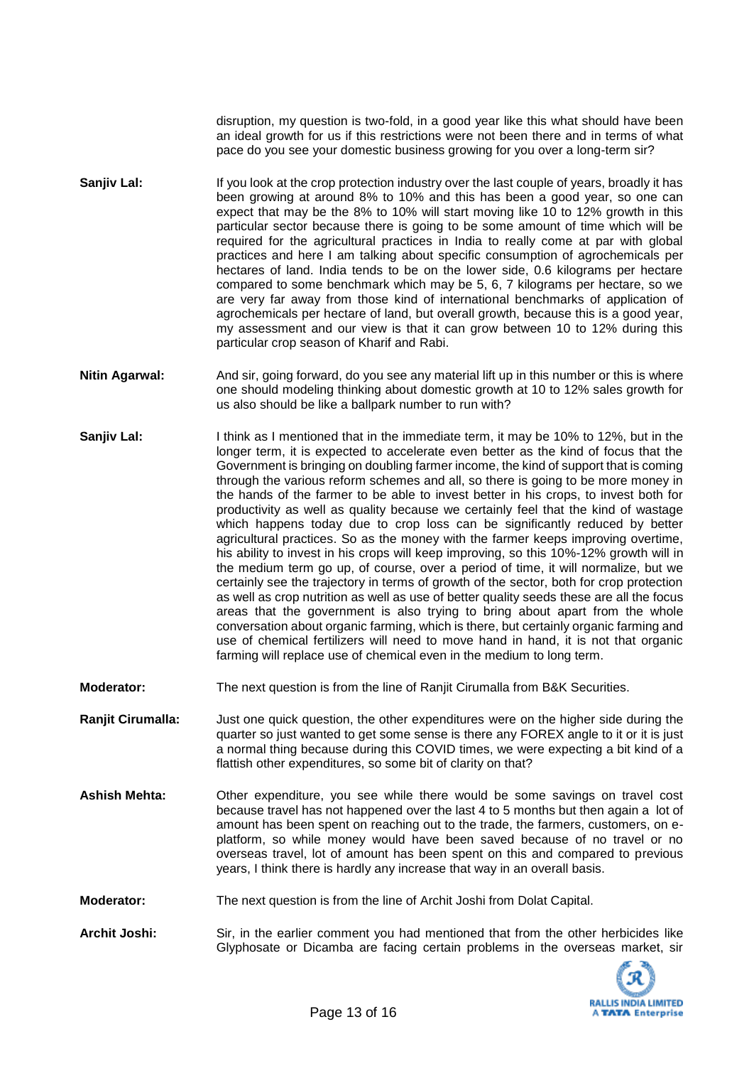disruption, my question is two-fold, in a good year like this what should have been an ideal growth for us if this restrictions were not been there and in terms of what pace do you see your domestic business growing for you over a long-term sir?

**Sanjiv Lal:** If you look at the crop protection industry over the last couple of years, broadly it has been growing at around 8% to 10% and this has been a good year, so one can expect that may be the 8% to 10% will start moving like 10 to 12% growth in this particular sector because there is going to be some amount of time which will be required for the agricultural practices in India to really come at par with global practices and here I am talking about specific consumption of agrochemicals per hectares of land. India tends to be on the lower side, 0.6 kilograms per hectare compared to some benchmark which may be 5, 6, 7 kilograms per hectare, so we are very far away from those kind of international benchmarks of application of agrochemicals per hectare of land, but overall growth, because this is a good year, my assessment and our view is that it can grow between 10 to 12% during this particular crop season of Kharif and Rabi.

**Nitin Agarwal:** And sir, going forward, do you see any material lift up in this number or this is where one should modeling thinking about domestic growth at 10 to 12% sales growth for us also should be like a ballpark number to run with?

**Sanjiv Lal:** I think as I mentioned that in the immediate term, it may be 10% to 12%, but in the longer term, it is expected to accelerate even better as the kind of focus that the Government is bringing on doubling farmer income, the kind of support that is coming through the various reform schemes and all, so there is going to be more money in the hands of the farmer to be able to invest better in his crops, to invest both for productivity as well as quality because we certainly feel that the kind of wastage which happens today due to crop loss can be significantly reduced by better agricultural practices. So as the money with the farmer keeps improving overtime, his ability to invest in his crops will keep improving, so this 10%-12% growth will in the medium term go up, of course, over a period of time, it will normalize, but we certainly see the trajectory in terms of growth of the sector, both for crop protection as well as crop nutrition as well as use of better quality seeds these are all the focus areas that the government is also trying to bring about apart from the whole conversation about organic farming, which is there, but certainly organic farming and use of chemical fertilizers will need to move hand in hand, it is not that organic farming will replace use of chemical even in the medium to long term.

**Moderator:** The next question is from the line of Ranjit Cirumalla from B&K Securities.

**Ranjit Cirumalla:** Just one quick question, the other expenditures were on the higher side during the quarter so just wanted to get some sense is there any FOREX angle to it or it is just a normal thing because during this COVID times, we were expecting a bit kind of a flattish other expenditures, so some bit of clarity on that?

**Ashish Mehta:** Other expenditure, you see while there would be some savings on travel cost because travel has not happened over the last 4 to 5 months but then again a lot of amount has been spent on reaching out to the trade, the farmers, customers, on e-platform, so while money would have been saved because of no travel or no overseas travel, lot of amount has been spent on this and compared to previous years, I think there is hardly any increase that way in an overall basis.

**Moderator:** The next question is from the line of Archit Joshi from Dolat Capital.

**Archit Joshi:** Sir, in the earlier comment you had mentioned that from the other herbicides like Glyphosate or Dicamba are facing certain problems in the overseas market, sir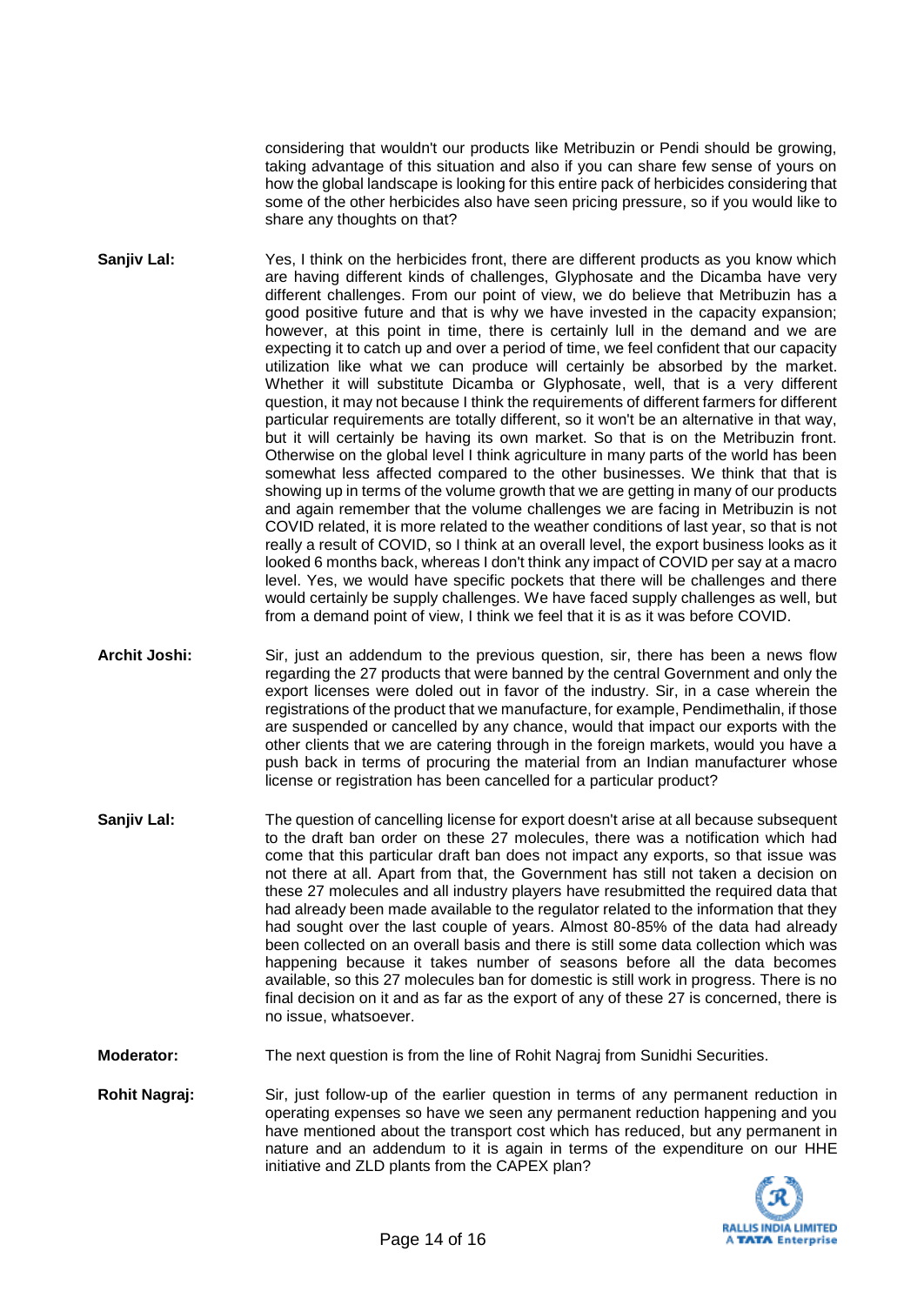considering that wouldn't our products like Metribuzin or Pendi should be growing, taking advantage of this situation and also if you can share few sense of yours on how the global landscape is looking for this entire pack of herbicides considering that some of the other herbicides also have seen pricing pressure, so if you would like to share any thoughts on that?

**Sanjiv Lal:** Yes, I think on the herbicides front, there are different products as you know which are having different kinds of challenges, Glyphosate and the Dicamba have very different challenges. From our point of view, we do believe that Metribuzin has a good positive future and that is why we have invested in the capacity expansion; however, at this point in time, there is certainly lull in the demand and we are expecting it to catch up and over a period of time, we feel confident that our capacity utilization like what we can produce will certainly be absorbed by the market. Whether it will substitute Dicamba or Glyphosate, well, that is a very different question, it may not because I think the requirements of different farmers for different particular requirements are totally different, so it won't be an alternative in that way, but it will certainly be having its own market. So that is on the Metribuzin front. Otherwise on the global level I think agriculture in many parts of the world has been somewhat less affected compared to the other businesses. We think that that is showing up in terms of the volume growth that we are getting in many of our products and again remember that the volume challenges we are facing in Metribuzin is not COVID related, it is more related to the weather conditions of last year, so that is not really a result of COVID, so I think at an overall level, the export business looks as it looked 6 months back, whereas I don't think any impact of COVID per say at a macro level. Yes, we would have specific pockets that there will be challenges and there would certainly be supply challenges. We have faced supply challenges as well, but from a demand point of view, I think we feel that it is as it was before COVID.

**Archit Joshi:** Sir, just an addendum to the previous question, sir, there has been a news flow regarding the 27 products that were banned by the central Government and only the export licenses were doled out in favor of the industry. Sir, in a case wherein the registrations of the product that we manufacture, for example, Pendimethalin, if those are suspended or cancelled by any chance, would that impact our exports with the other clients that we are catering through in the foreign markets, would you have a push back in terms of procuring the material from an Indian manufacturer whose license or registration has been cancelled for a particular product?

**Sanjiv Lal:** The question of cancelling license for export doesn't arise at all because subsequent to the draft ban order on these 27 molecules, there was a notification which had come that this particular draft ban does not impact any exports, so that issue was not there at all. Apart from that, the Government has still not taken a decision on these 27 molecules and all industry players have resubmitted the required data that had already been made available to the regulator related to the information that they had sought over the last couple of years. Almost 80-85% of the data had already been collected on an overall basis and there is still some data collection which was happening because it takes number of seasons before all the data becomes available, so this 27 molecules ban for domestic is still work in progress. There is no final decision on it and as far as the export of any of these 27 is concerned, there is no issue, whatsoever.

**Moderator:** The next question is from the line of Rohit Nagraj from Sunidhi Securities.

**Rohit Nagraj:** Sir, just follow-up of the earlier question in terms of any permanent reduction in operating expenses so have we seen any permanent reduction happening and you have mentioned about the transport cost which has reduced, but any permanent in nature and an addendum to it is again in terms of the expenditure on our HHE initiative and ZLD plants from the CAPEX plan?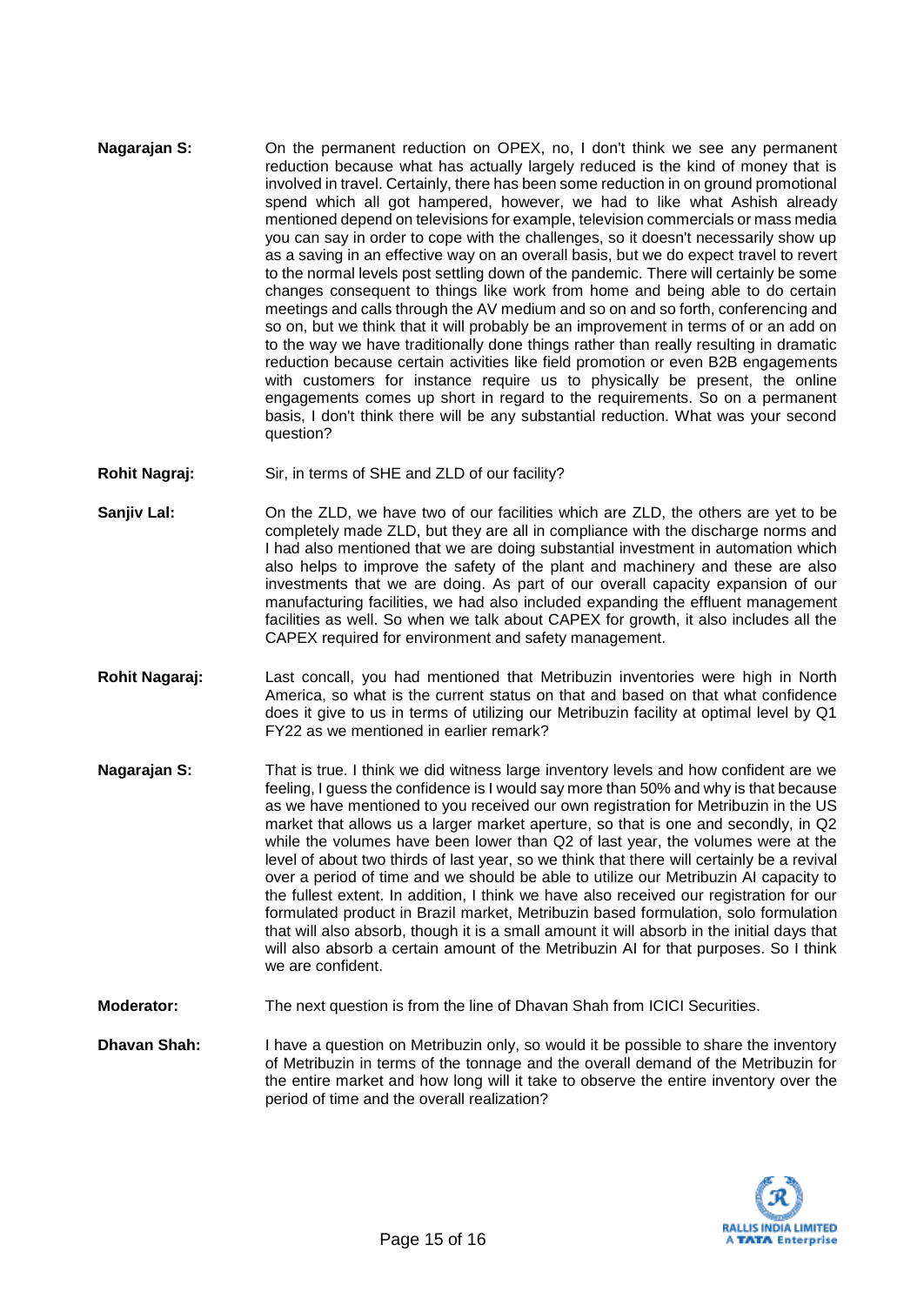**Nagarajan S:** On the permanent reduction on OPEX, no, I don't think we see any permanent reduction because what has actually largely reduced is the kind of money that is involved in travel. Certainly, there has been some reduction in on ground promotional spend which all got hampered, however, we had to like what Ashish already mentioned depend on televisions for example, television commercials or mass media you can say in order to cope with the challenges, so it doesn't necessarily show up as a saving in an effective way on an overall basis, but we do expect travel to revert to the normal levels post settling down of the pandemic. There will certainly be some changes consequent to things like work from home and being able to do certain meetings and calls through the AV medium and so on and so forth, conferencing and so on, but we think that it will probably be an improvement in terms of or an add on to the way we have traditionally done things rather than really resulting in dramatic reduction because certain activities like field promotion or even B2B engagements with customers for instance require us to physically be present, the online engagements comes up short in regard to the requirements. So on a permanent basis, I don't think there will be any substantial reduction. What was your second question?

**Rohit Nagraj:** Sir, in terms of SHE and ZLD of our facility?

**Sanjiv Lal:** On the ZLD, we have two of our facilities which are ZLD, the others are yet to be completely made ZLD, but they are all in compliance with the discharge norms and I had also mentioned that we are doing substantial investment in automation which also helps to improve the safety of the plant and machinery and these are also investments that we are doing. As part of our overall capacity expansion of our manufacturing facilities, we had also included expanding the effluent management facilities as well. So when we talk about CAPEX for growth, it also includes all the CAPEX required for environment and safety management.

**Rohit Nagaraj:** Last concall, you had mentioned that Metribuzin inventories were high in North America, so what is the current status on that and based on that what confidence does it give to us in terms of utilizing our Metribuzin facility at optimal level by Q1 FY22 as we mentioned in earlier remark?

**Nagarajan S:** That is true. I think we did witness large inventory levels and how confident are we feeling, I guess the confidence is I would say more than 50% and why is that because as we have mentioned to you received our own registration for Metribuzin in the US market that allows us a larger market aperture, so that is one and secondly, in Q2 while the volumes have been lower than Q2 of last year, the volumes were at the level of about two thirds of last year, so we think that there will certainly be a revival over a period of time and we should be able to utilize our Metribuzin AI capacity to the fullest extent. In addition, I think we have also received our registration for our formulated product in Brazil market, Metribuzin based formulation, solo formulation that will also absorb, though it is a small amount it will absorb in the initial days that will also absorb a certain amount of the Metribuzin AI for that purposes. So I think we are confident.

**Moderator:** The next question is from the line of Dhavan Shah from ICICI Securities.

**Dhavan Shah:** I have a question on Metribuzin only, so would it be possible to share the inventory of Metribuzin in terms of the tonnage and the overall demand of the Metribuzin for the entire market and how long will it take to observe the entire inventory over the period of time and the overall realization?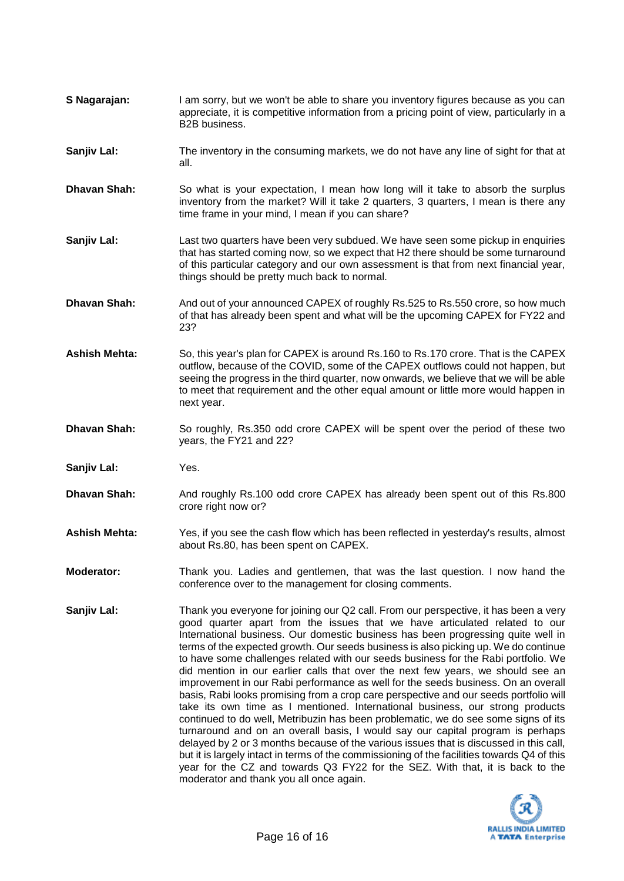**S Nagarajan:** I am sorry, but we won't be able to share you inventory figures because as you can appreciate, it is competitive information from a pricing point of view, particularly in a B2B business.

**Sanjiv Lal:** The inventory in the consuming markets, we do not have any line of sight for that at all.

**Dhavan Shah:** So what is your expectation, I mean how long will it take to absorb the surplus inventory from the market? Will it take 2 quarters, 3 quarters, I mean is there any time frame in your mind, I mean if you can share?

**Sanjiv Lal:** Last two quarters have been very subdued. We have seen some pickup in enquiries that has started coming now, so we expect that H2 there should be some turnaround of this particular category and our own assessment is that from next financial year, things should be pretty much back to normal.

**Dhavan Shah:** And out of your announced CAPEX of roughly Rs.525 to Rs.550 crore, so how much of that has already been spent and what will be the upcoming CAPEX for FY22 and 23?

**Ashish Mehta:** So, this year's plan for CAPEX is around Rs.160 to Rs.170 crore. That is the CAPEX outflow, because of the COVID, some of the CAPEX outflows could not happen, but seeing the progress in the third quarter, now onwards, we believe that we will be able to meet that requirement and the other equal amount or little more would happen in next year.

**Dhavan Shah:** So roughly, Rs.350 odd crore CAPEX will be spent over the period of these two years, the FY21 and 22?

**Sanjiv Lal:** Yes.

**Dhavan Shah:** And roughly Rs.100 odd crore CAPEX has already been spent out of this Rs.800 crore right now or?

**Ashish Mehta:** Yes, if you see the cash flow which has been reflected in yesterday's results, almost about Rs.80, has been spent on CAPEX.

**Moderator:** Thank you. Ladies and gentlemen, that was the last question. I now hand the conference over to the management for closing comments.

**Sanjiv Lal:** Thank you everyone for joining our Q2 call. From our perspective, it has been a very good quarter apart from the issues that we have articulated related to our International business. Our domestic business has been progressing quite well in terms of the expected growth. Our seeds business is also picking up. We do continue to have some challenges related with our seeds business for the Rabi portfolio. We did mention in our earlier calls that over the next few years, we should see an improvement in our Rabi performance as well for the seeds business. On an overall basis, Rabi looks promising from a crop care perspective and our seeds portfolio will take its own time as I mentioned. International business, our strong products continued to do well, Metribuzin has been problematic, we do see some signs of its turnaround and on an overall basis, I would say our capital program is perhaps delayed by 2 or 3 months because of the various issues that is discussed in this call, but it is largely intact in terms of the commissioning of the facilities towards Q4 of this year for the CZ and towards Q3 FY22 for the SEZ. With that, it is back to the moderator and thank you all once again.